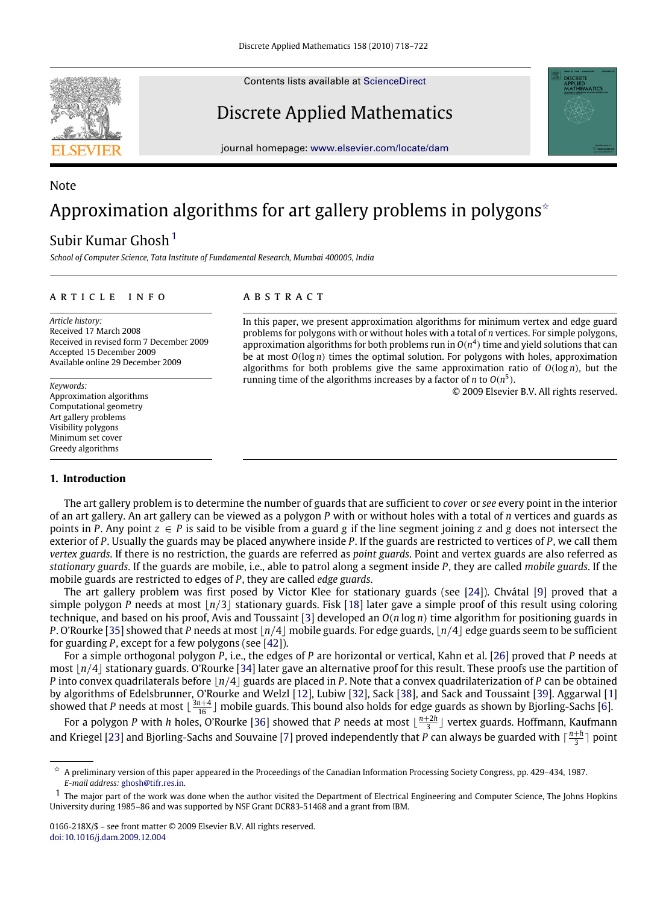Contents lists available at ScienceDirect

# Discrete Applied Mathematics

journal homepage: www.elsevier.com/locate/dam

Note

# Approximation algorithms for art gallery problems in polygons[☆]

Subir Kumar Ghosh [1]

*School of Computer Science, Tata Institute of Fundamental Research, Mumbai 400005, India*

---

ARTICLE INFO

*Article history:*
Received 17 March 2008
Received in revised form 7 December 2009
Accepted 15 December 2009
Available online 29 December 2009

*Keywords:*
Approximation algorithms
Computational geometry
Art gallery problems
Visibility polygons
Minimum set cover
Greedy algorithms

ABSTRACT

In this paper, we present approximation algorithms for minimum vertex and edge guard problems for polygons with or without holes with a total of $n$ vertices. For simple polygons, approximation algorithms for both problems run in $O(n^4)$ time and yield solutions that can be at most $O(\log n)$ times the optimal solution. For polygons with holes, approximation algorithms for both problems give the same approximation ratio of $O(\log n)$, but the running time of the algorithms increases by a factor of $n$ to $O(n^5)$.

© 2009 Elsevier B.V. All rights reserved.

## 1. Introduction

The art gallery problem is to determine the number of guards that are sufficient to *cover* or *see* every point in the interior of an art gallery. An art gallery can be viewed as a polygon $P$ with or without holes with a total of $n$ vertices and guards as points in $P$. Any point $z \in P$ is said to be visible from a guard $g$ if the line segment joining $z$ and $g$ does not intersect the exterior of $P$. Usually the guards may be placed anywhere inside $P$. If the guards are restricted to vertices of $P$, we call them *vertex guards*. If there is no restriction, the guards are referred as *point guards*. Point and vertex guards are also referred as *stationary guards*. If the guards are mobile, i.e., able to patrol along a segment inside $P$, they are called *mobile guards*. If the mobile guards are restricted to edges of $P$, they are called *edge guards*.

The art gallery problem was first posed by Victor Klee for stationary guards (see [24]). Chvátal [9] proved that a simple polygon $P$ needs at most $\lfloor n/3 \rfloor$ stationary guards. Fisk [18] later gave a simple proof of this result using coloring technique, and based on his proof, Avis and Toussaint [3] developed an $O(n \log n)$ time algorithm for positioning guards in $P$. O'Rourke [35] showed that $P$ needs at most $\lfloor n/4 \rfloor$ mobile guards. For edge guards, $\lfloor n/4 \rfloor$ edge guards seem to be sufficient for guarding $P$, except for a few polygons (see [42]).

For a simple orthogonal polygon $P$, i.e., the edges of $P$ are horizontal or vertical, Kahn et al. [26] proved that $P$ needs at most $\lfloor n/4 \rfloor$ stationary guards. O'Rourke [34] later gave an alternative proof for this result. These proofs use the partition of $P$ into convex quadrilaterals before $\lfloor n/4 \rfloor$ guards are placed in $P$. Note that a convex quadrilaterization of $P$ can be obtained by algorithms of Edelsbrunner, O'Rourke and Welzl [12], Lubiw [32], Sack [38], and Sack and Toussaint [39]. Aggarwal [1] showed that $P$ needs at most $\lfloor \frac{3n+4}{16} \rfloor$ mobile guards. This bound also holds for edge guards as shown by Bjorling-Sachs [6].

For a polygon $P$ with $h$ holes, O'Rourke [36] showed that $P$ needs at most $\lfloor \frac{n+2h}{3} \rfloor$ vertex guards. Hoffmann, Kaufmann and Kriegel [23] and Bjorling-Sachs and Souvaine [7] proved independently that $P$ can always be guarded with $\lceil \frac{n+h}{3} \rceil$ point

---

[☆] A preliminary version of this paper appeared in the Proceedings of the Canadian Information Processing Society Congress, pp. 429–434, 1987.
*E-mail address:* ghosh@tifr.res.in.

[1] The major part of the work was done when the author visited the Department of Electrical Engineering and Computer Science, The Johns Hopkins University during 1985–86 and was supported by NSF Grant DCR83-51468 and a grant from IBM.

0166-218X/$ – see front matter © 2009 Elsevier B.V. All rights reserved.
doi:10.1016/j.dam.2009.12.004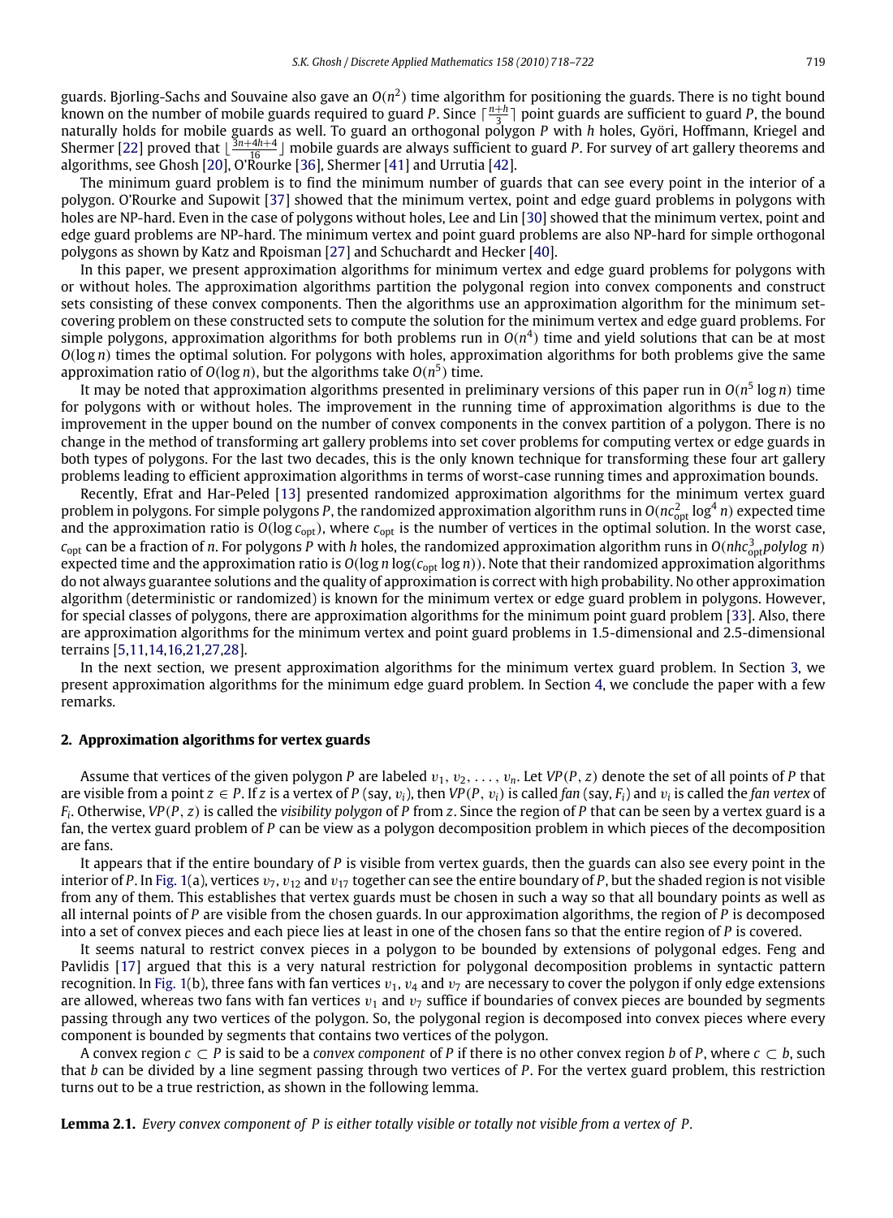guards. Bjorling-Sachs and Souvaine also gave an $O(n^2)$ time algorithm for positioning the guards. There is no tight bound known on the number of mobile guards required to guard $P$. Since $\lceil \frac{n+h}{3} \rceil$ point guards are sufficient to guard $P$, the bound naturally holds for mobile guards as well. To guard an orthogonal polygon $P$ with $h$ holes, Györi, Hoffmann, Kriegel and Shermer [22] proved that $\lfloor \frac{3n+4h+4}{16} \rfloor$ mobile guards are always sufficient to guard $P$. For survey of art gallery theorems and algorithms, see Ghosh [20], O'Rourke [36], Shermer [41] and Urrutia [42].

The minimum guard problem is to find the minimum number of guards that can see every point in the interior of a polygon. O'Rourke and Supowit [37] showed that the minimum vertex, point and edge guard problems in polygons with holes are NP-hard. Even in the case of polygons without holes, Lee and Lin [30] showed that the minimum vertex, point and edge guard problems are NP-hard. The minimum vertex and point guard problems are also NP-hard for simple orthogonal polygons as shown by Katz and Rpoisman [27] and Schuchardt and Hecker [40].

In this paper, we present approximation algorithms for minimum vertex and edge guard problems for polygons with or without holes. The approximation algorithms partition the polygonal region into convex components and construct sets consisting of these convex components. Then the algorithms use an approximation algorithm for the minimum set-covering problem on these constructed sets to compute the solution for the minimum vertex and edge guard problems. For simple polygons, approximation algorithms for both problems run in $O(n^4)$ time and yield solutions that can be at most $O(\log n)$ times the optimal solution. For polygons with holes, approximation algorithms for both problems give the same approximation ratio of $O(\log n)$, but the algorithms take $O(n^5)$ time.

It may be noted that approximation algorithms presented in preliminary versions of this paper run in $O(n^5 \log n)$ time for polygons with or without holes. The improvement in the running time of approximation algorithms is due to the improvement in the upper bound on the number of convex components in the convex partition of a polygon. There is no change in the method of transforming art gallery problems into set cover problems for computing vertex or edge guards in both types of polygons. For the last two decades, this is the only known technique for transforming these four art gallery problems leading to efficient approximation algorithms in terms of worst-case running times and approximation bounds.

Recently, Efrat and Har-Peled [13] presented randomized approximation algorithms for the minimum vertex guard problem in polygons. For simple polygons $P$, the randomized approximation algorithm runs in $O(nc_{\text{opt}}^2 \log^4 n)$ expected time and the approximation ratio is $O(\log c_{\text{opt}})$, where $c_{\text{opt}}$ is the number of vertices in the optimal solution. In the worst case, $c_{\text{opt}}$ can be a fraction of $n$. For polygons $P$ with $h$ holes, the randomized approximation algorithm runs in $O(nhc_{\text{opt}}^3 \textit{polylog } n)$ expected time and the approximation ratio is $O(\log n \log(c_{\text{opt}} \log n))$. Note that their randomized approximation algorithms do not always guarantee solutions and the quality of approximation is correct with high probability. No other approximation algorithm (deterministic or randomized) is known for the minimum vertex or edge guard problem in polygons. However, for special classes of polygons, there are approximation algorithms for the minimum point guard problem [33]. Also, there are approximation algorithms for the minimum vertex and point guard problems in 1.5-dimensional and 2.5-dimensional terrains [5,11,14,16,21,27,28].

In the next section, we present approximation algorithms for the minimum vertex guard problem. In Section 3, we present approximation algorithms for the minimum edge guard problem. In Section 4, we conclude the paper with a few remarks.

## 2. Approximation algorithms for vertex guards

Assume that vertices of the given polygon $P$ are labeled $v_1, v_2, \ldots, v_n$. Let $VP(P, z)$ denote the set of all points of $P$ that are visible from a point $z \in P$. If $z$ is a vertex of $P$ (say, $v_i$), then $VP(P, v_i)$ is called *fan* (say, $F_i$) and $v_i$ is called the *fan vertex* of $F_i$. Otherwise, $VP(P, z)$ is called the *visibility polygon* of $P$ from $z$. Since the region of $P$ that can be seen by a vertex guard is a fan, the vertex guard problem of $P$ can be view as a polygon decomposition problem in which pieces of the decomposition are fans.

It appears that if the entire boundary of $P$ is visible from vertex guards, then the guards can also see every point in the interior of $P$. In Fig. 1(a), vertices $v_7$, $v_{12}$ and $v_{17}$ together can see the entire boundary of $P$, but the shaded region is not visible from any of them. This establishes that vertex guards must be chosen in such a way so that all boundary points as well as all internal points of $P$ are visible from the chosen guards. In our approximation algorithms, the region of $P$ is decomposed into a set of convex pieces and each piece lies at least in one of the chosen fans so that the entire region of $P$ is covered.

It seems natural to restrict convex pieces in a polygon to be bounded by extensions of polygonal edges. Feng and Pavlidis [17] argued that this is a very natural restriction for polygonal decomposition problems in syntactic pattern recognition. In Fig. 1(b), three fans with fan vertices $v_1$, $v_4$ and $v_7$ are necessary to cover the polygon if only edge extensions are allowed, whereas two fans with fan vertices $v_1$ and $v_7$ suffice if boundaries of convex pieces are bounded by segments passing through any two vertices of the polygon. So, the polygonal region is decomposed into convex pieces where every component is bounded by segments that contains two vertices of the polygon.

A convex region $c \subset P$ is said to be a *convex component* of $P$ if there is no other convex region $b$ of $P$, where $c \subset b$, such that $b$ can be divided by a line segment passing through two vertices of $P$. For the vertex guard problem, this restriction turns out to be a true restriction, as shown in the following lemma.

**Lemma 2.1.** *Every convex component of $P$ is either totally visible or totally not visible from a vertex of $P$.*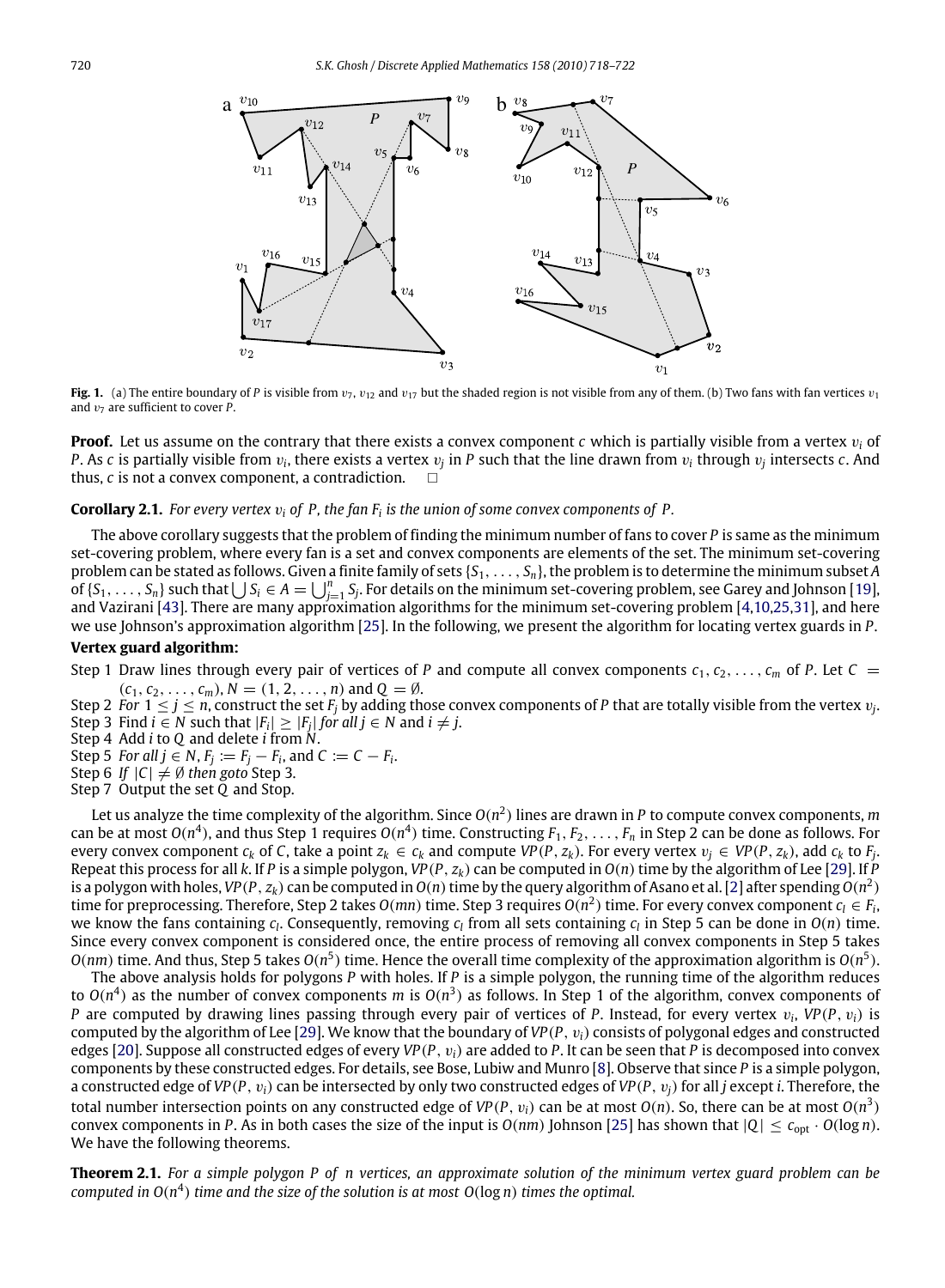**Fig. 1.** (a) The entire boundary of $P$ is visible from $v_7$, $v_{12}$ and $v_{17}$ but the shaded region is not visible from any of them. (b) Two fans with fan vertices $v_1$ and $v_7$ are sufficient to cover $P$.

**Proof.** Let us assume on the contrary that there exists a convex component $c$ which is partially visible from a vertex $v_i$ of $P$. As $c$ is partially visible from $v_i$, there exists a vertex $v_j$ in $P$ such that the line drawn from $v_i$ through $v_j$ intersects $c$. And thus, $c$ is not a convex component, a contradiction. □

**Corollary 2.1.** *For every vertex $v_i$ of $P$, the fan $F_i$ is the union of some convex components of $P$.*

The above corollary suggests that the problem of finding the minimum number of fans to cover $P$ is same as the minimum set-covering problem, where every fan is a set and convex components are elements of the set. The minimum set-covering problem can be stated as follows. Given a finite family of sets $\{S_1, \ldots, S_n\}$, the problem is to determine the minimum subset $A$ of $\{S_1, \ldots, S_n\}$ such that $\bigcup S_i \in A = \bigcup_{j=1}^{n} S_j$. For details on the minimum set-covering problem, see Garey and Johnson [19], and Vazirani [43]. There are many approximation algorithms for the minimum set-covering problem [4,10,25,31], and here we use Johnson's approximation algorithm [25]. In the following, we present the algorithm for locating vertex guards in $P$.

**Vertex guard algorithm:**

Step 1 Draw lines through every pair of vertices of $P$ and compute all convex components $c_1, c_2, \ldots, c_m$ of $P$. Let $C = (c_1, c_2, \ldots, c_m)$, $N = (1, 2, \ldots, n)$ and $Q = \emptyset$.
Step 2 *For* $1 \le j \le n$, construct the set $F_j$ by adding those convex components of $P$ that are totally visible from the vertex $v_j$.
Step 3 Find $i \in N$ such that $|F_i| \ge |F_j|$ *for all* $j \in N$ and $i \ne j$.
Step 4 Add $i$ to $Q$ and delete $i$ from $N$.
Step 5 *For all* $j \in N$, $F_j := F_j - F_i$, and $C := C - F_i$.
Step 6 *If* $|C| \ne \emptyset$ *then goto* Step 3.
Step 7 Output the set $Q$ and Stop.

Let us analyze the time complexity of the algorithm. Since $O(n^2)$ lines are drawn in $P$ to compute convex components, $m$ can be at most $O(n^4)$, and thus Step 1 requires $O(n^4)$ time. Constructing $F_1, F_2, \ldots, F_n$ in Step 2 can be done as follows. For every convex component $c_k$ of $C$, take a point $z_k \in c_k$ and compute $VP(P, z_k)$. For every vertex $v_j \in VP(P, z_k)$, add $c_k$ to $F_j$. Repeat this process for all $k$. If $P$ is a simple polygon, $VP(P, z_k)$ can be computed in $O(n)$ time by the algorithm of Lee [29]. If $P$ is a polygon with holes, $VP(P, z_k)$ can be computed in $O(n)$ time by the query algorithm of Asano et al. [2] after spending $O(n^2)$ time for preprocessing. Therefore, Step 2 takes $O(mn)$ time. Step 3 requires $O(n^2)$ time. For every convex component $c_l \in F_i$, we know the fans containing $c_l$. Consequently, removing $c_l$ from all sets containing $c_l$ in Step 5 can be done in $O(n)$ time. Since every convex component is considered once, the entire process of removing all convex components in Step 5 takes $O(nm)$ time. And thus, Step 5 takes $O(n^5)$ time. Hence the overall time complexity of the approximation algorithm is $O(n^5)$.

The above analysis holds for polygons $P$ with holes. If $P$ is a simple polygon, the running time of the algorithm reduces to $O(n^4)$ as the number of convex components $m$ is $O(n^3)$ as follows. In Step 1 of the algorithm, convex components of $P$ are computed by drawing lines passing through every pair of vertices of $P$. Instead, for every vertex $v_i$, $VP(P, v_i)$ is computed by the algorithm of Lee [29]. We know that the boundary of $VP(P, v_i)$ consists of polygonal edges and constructed edges [20]. Suppose all constructed edges of every $VP(P, v_i)$ are added to $P$. It can be seen that $P$ is decomposed into convex components by these constructed edges. For details, see Bose, Lubiw and Munro [8]. Observe that since $P$ is a simple polygon, a constructed edge of $VP(P, v_i)$ can be intersected by only two constructed edges of $VP(P, v_j)$ for all $j$ except $i$. Therefore, the total number intersection points on any constructed edge of $VP(P, v_i)$ can be at most $O(n)$. So, there can be at most $O(n^3)$ convex components in $P$. As in both cases the size of the input is $O(nm)$ Johnson [25] has shown that $|Q| \le c_{\text{opt}} \cdot O(\log n)$. We have the following theorems.

**Theorem 2.1.** *For a simple polygon $P$ of $n$ vertices, an approximate solution of the minimum vertex guard problem can be computed in $O(n^4)$ time and the size of the solution is at most $O(\log n)$ times the optimal.*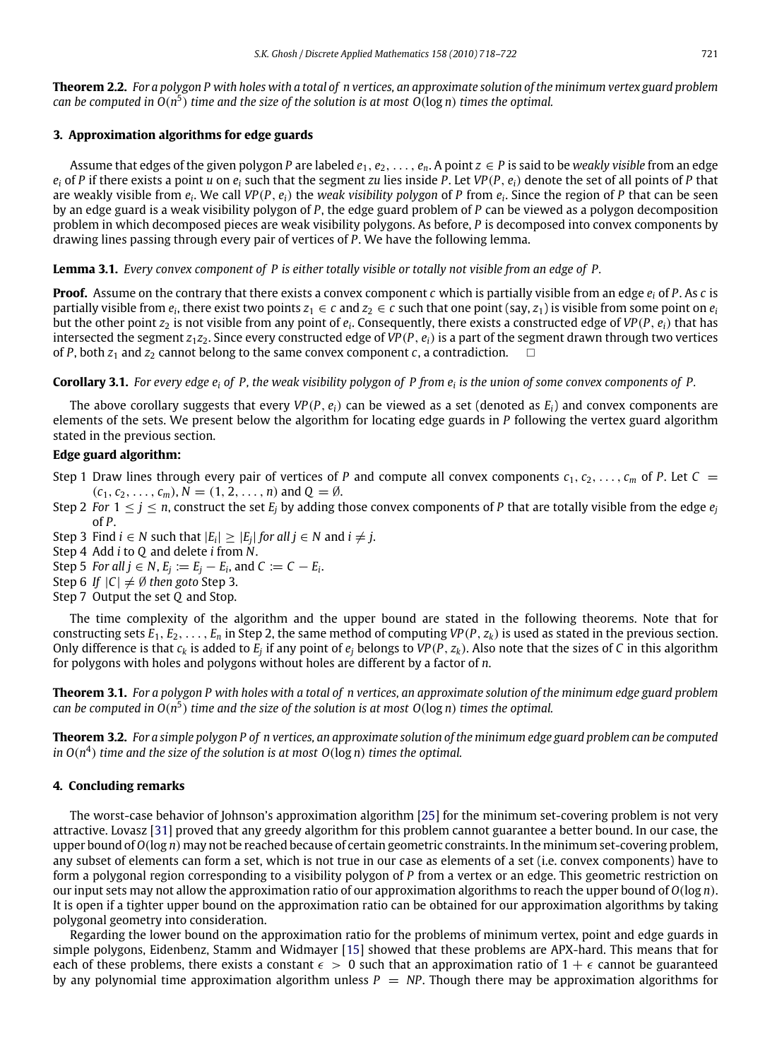**Theorem 2.2.** *For a polygon P with holes with a total of n vertices, an approximate solution of the minimum vertex guard problem can be computed in $O(n^5)$ time and the size of the solution is at most $O(\log n)$ times the optimal.*

## 3. Approximation algorithms for edge guards

Assume that edges of the given polygon $P$ are labeled $e_1, e_2, \ldots, e_n$. A point $z \in P$ is said to be *weakly visible* from an edge $e_i$ of $P$ if there exists a point $u$ on $e_i$ such that the segment $zu$ lies inside $P$. Let $VP(P, e_i)$ denote the set of all points of $P$ that are weakly visible from $e_i$. We call $VP(P, e_i)$ the *weak visibility polygon* of $P$ from $e_i$. Since the region of $P$ that can be seen by an edge guard is a weak visibility polygon of $P$, the edge guard problem of $P$ can be viewed as a polygon decomposition problem in which decomposed pieces are weak visibility polygons. As before, $P$ is decomposed into convex components by drawing lines passing through every pair of vertices of $P$. We have the following lemma.

**Lemma 3.1.** *Every convex component of P is either totally visible or totally not visible from an edge of P.*

**Proof.** Assume on the contrary that there exists a convex component $c$ which is partially visible from an edge $e_i$ of $P$. As $c$ is partially visible from $e_i$, there exist two points $z_1 \in c$ and $z_2 \in c$ such that one point (say, $z_1$) is visible from some point on $e_i$ but the other point $z_2$ is not visible from any point of $e_i$. Consequently, there exists a constructed edge of $VP(P, e_i)$ that has intersected the segment $z_1z_2$. Since every constructed edge of $VP(P, e_i)$ is a part of the segment drawn through two vertices of $P$, both $z_1$ and $z_2$ cannot belong to the same convex component $c$, a contradiction. □

**Corollary 3.1.** *For every edge $e_i$ of P, the weak visibility polygon of P from $e_i$ is the union of some convex components of P.*

The above corollary suggests that every $VP(P, e_i)$ can be viewed as a set (denoted as $E_i$) and convex components are elements of the sets. We present below the algorithm for locating edge guards in $P$ following the vertex guard algorithm stated in the previous section.

**Edge guard algorithm:**

- Step 1 Draw lines through every pair of vertices of $P$ and compute all convex components $c_1, c_2, \ldots, c_m$ of $P$. Let $C = (c_1, c_2, \ldots, c_m)$, $N = (1, 2, \ldots, n)$ and $Q = \emptyset$.
- Step 2 *For* $1 \le j \le n$, construct the set $E_j$ by adding those convex components of $P$ that are totally visible from the edge $e_j$ of $P$.
- Step 3 Find $i \in N$ such that $|E_i| \ge |E_j|$ *for all* $j \in N$ and $i \ne j$.
- Step 4 Add $i$ to $Q$ and delete $i$ from $N$.
- Step 5 *For all* $j \in N$, $E_j := E_j - E_i$, and $C := C - E_i$.
- Step 6 *If* $|C| \ne \emptyset$ *then goto* Step 3.
- Step 7 Output the set $Q$ and Stop.

The time complexity of the algorithm and the upper bound are stated in the following theorems. Note that for constructing sets $E_1, E_2, \ldots, E_n$ in Step 2, the same method of computing $VP(P, z_k)$ is used as stated in the previous section. Only difference is that $c_k$ is added to $E_j$ if any point of $e_j$ belongs to $VP(P, z_k)$. Also note that the sizes of $C$ in this algorithm for polygons with holes and polygons without holes are different by a factor of $n$.

**Theorem 3.1.** *For a polygon P with holes with a total of n vertices, an approximate solution of the minimum edge guard problem can be computed in $O(n^5)$ time and the size of the solution is at most $O(\log n)$ times the optimal.*

**Theorem 3.2.** *For a simple polygon P of n vertices, an approximate solution of the minimum edge guard problem can be computed in $O(n^4)$ time and the size of the solution is at most $O(\log n)$ times the optimal.*

## 4. Concluding remarks

The worst-case behavior of Johnson's approximation algorithm [25] for the minimum set-covering problem is not very attractive. Lovasz [31] proved that any greedy algorithm for this problem cannot guarantee a better bound. In our case, the upper bound of $O(\log n)$ may not be reached because of certain geometric constraints. In the minimum set-covering problem, any subset of elements can form a set, which is not true in our case as elements of a set (i.e. convex components) have to form a polygonal region corresponding to a visibility polygon of $P$ from a vertex or an edge. This geometric restriction on our input sets may not allow the approximation ratio of our approximation algorithms to reach the upper bound of $O(\log n)$. It is open if a tighter upper bound on the approximation ratio can be obtained for our approximation algorithms by taking polygonal geometry into consideration.

Regarding the lower bound on the approximation ratio for the problems of minimum vertex, point and edge guards in simple polygons, Eidenbenz, Stamm and Widmayer [15] showed that these problems are APX-hard. This means that for each of these problems, there exists a constant $\epsilon > 0$ such that an approximation ratio of $1 + \epsilon$ cannot be guaranteed by any polynomial time approximation algorithm unless $P = NP$. Though there may be approximation algorithms for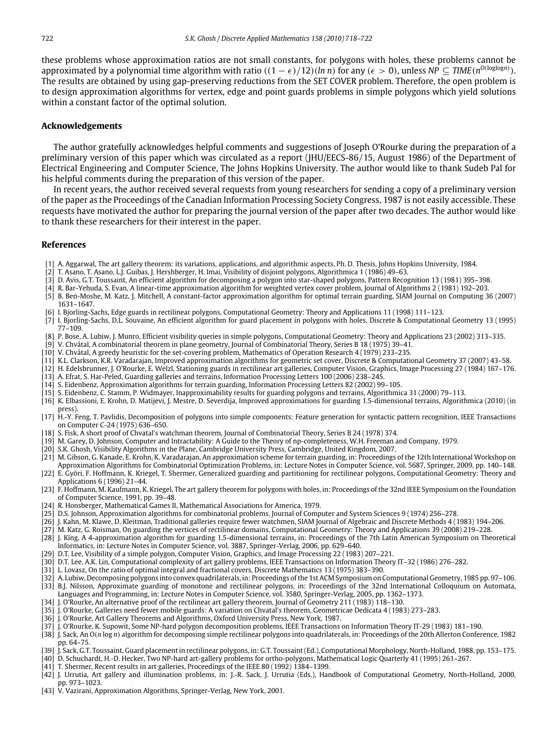these problems whose approximation ratios are not small constants, for polygons with holes, these problems cannot be approximated by a polynomial time algorithm with ratio $((1-\epsilon)/12)(\ln n)$ for any $(\epsilon > 0)$, unless $NP \subseteq TIME(n^{O(\log\log n)})$. The results are obtained by using gap-preserving reductions from the SET COVER problem. Therefore, the open problem is to design approximation algorithms for vertex, edge and point guards problems in simple polygons which yield solutions within a constant factor of the optimal solution.

## Acknowledgements

The author gratefully acknowledges helpful comments and suggestions of Joseph O'Rourke during the preparation of a preliminary version of this paper which was circulated as a report (JHU/EECS-86/15, August 1986) of the Department of Electrical Engineering and Computer Science, The Johns Hopkins University. The author would like to thank Sudeb Pal for his helpful comments during the preparation of this version of the paper.

In recent years, the author received several requests from young researchers for sending a copy of a preliminary version of the paper as the Proceedings of the Canadian Information Processing Society Congress, 1987 is not easily accessible. These requests have motivated the author for preparing the journal version of the paper after two decades. The author would like to thank these researchers for their interest in the paper.

## References

[1] A. Aggarwal, The art gallery theorem: its variations, applications, and algorithmic aspects, Ph. D. Thesis, Johns Hopkins University, 1984.
[2] T. Asano, T. Asano, L.J. Guibas, J. Hershberger, H. Imai, Visibility of disjoint polygons, Algorithmica 1 (1986) 49–63.
[3] D. Avis, G.T. Toussaint, An efficient algorithm for decomposing a polygon into star-shaped polygons, Pattern Recognition 13 (1981) 395–398.
[4] R. Bar-Yehuda, S. Evan, A linear-time approximation algorithm for weighted vertex cover problem, Journal of Algorithms 2 (1981) 192–203.
[5] B. Ben-Moshe, M. Katz, J. Mitchell, A constant-factor approximation algorithm for optimal terrain guarding, SIAM Journal on Computing 36 (2007) 1631–1647.
[6] I. Bjorling-Sachs, Edge guards in rectilinear polygons, Computational Geometry: Theory and Applications 11 (1998) 111–123.
[7] I. Bjorling-Sachs, D.L. Souvaine, An efficient algorithm for guard placement in polygons with holes, Discrete & Computational Geometry 13 (1995) 77–109.
[8] P. Bose, A. Lubiw, J. Munro, Efficient visibility queries in simple polygons, Computational Geometry: Theory and Applications 23 (2002) 313–335.
[9] V. Chvátal, A combinatorial theorem in plane geometry, Journal of Combinatorial Theory, Series B 18 (1975) 39–41.
[10] V. Chvátal, A greedy heuristic for the set-covering problem, Mathematics of Operation Research 4 (1979) 233–235.
[11] K.L. Clarkson, K.R. Varadarajan, Improved approximation algorithms for geometric set cover, Discrete & Computational Geometry 37 (2007) 43–58.
[12] H. Edelsbrunner, J. O'Rourke, E. Welzl, Stationing guards in rectilinear art galleries, Computer Vision, Graphics, Image Processing 27 (1984) 167–176.
[13] A. Efrat, S. Har-Peled, Guarding galleries and terrains, Information Processing Letters 100 (2006) 238–245.
[14] S. Eidenbenz, Approximation algorithms for terrain guarding, Information Processing Letters 82 (2002) 99–105.
[15] S. Eidenbenz, C. Stamm, P. Widmayer, Inapproximability results for guarding polygons and terrains, Algorithmica 31 (2000) 79–113.
[16] K. Elbassioni, E. Krohn, D. Matijevi, J. Mestre, D. Severdija, Improved approximations for guarding 1.5-dimensional terrains, Algorithmica (2010) (in press).
[17] H.-Y. Feng, T. Pavlidis, Decomposition of polygons into simple components: Feature generation for syntactic pattern recognition, IEEE Transactions on Computer C-24 (1975) 636–650.
[18] S. Fisk, A short proof of Chvatal's watchman theorem, Journal of Combinatorial Theory, Series B 24 (1978) 374.
[19] M. Garey, D. Johnson, Computer and Intractability: A Guide to the Theory of np-completeness, W.H. Freeman and Company, 1979.
[20] S.K. Ghosh, Visibility Algorithms in the Plane, Cambridge University Press, Cambridge, United Kingdom, 2007.
[21] M. Gibson, G. Kanade, E. Krohn, K. Varadarajan, An approximation scheme for terrain guarding, in: Proceedings of the 12th International Workshop on Approximation Algorithms for Combinatorial Optimization Problems, in: Lecture Notes in Computer Science, vol. 5687, Springer, 2009, pp. 140–148.
[22] E. Györi, F. Hoffmann, K. Kriegel, T. Shermer, Generalized guarding and partitioning for rectilinear polygons, Computational Geometry: Theory and Applications 6 (1996) 21–44.
[23] F. Hoffmann, M. Kaufmann, K. Kriegel, The art gallery theorem for polygons with holes, in: Proceedings of the 32nd IEEE Symposium on the Foundation of Computer Science, 1991, pp. 39–48.
[24] R. Honsberger, Mathematical Games II, Mathematical Associations for America, 1979.
[25] D.S. Johnson, Approximation algorithms for combinatorial problems, Journal of Computer and System Sciences 9 (1974) 256–278.
[26] J. Kahn, M. Klawe, D. Kleitman, Traditional galleries require fewer watchmen, SIAM Journal of Algebraic and Discrete Methods 4 (1983) 194–206.
[27] M. Katz, G. Roisman, On guarding the vertices of rectilinear domains, Computational Geometry: Theory and Applications 39 (2008) 219–228.
[28] J. King, A 4-approximation algorithm for guarding 1.5-dimensional terrains, in: Proceedings of the 7th Latin American Symposium on Theoretical Informatics, in: Lecture Notes in Computer Science, vol. 3887, Springer-Verlag, 2006, pp. 629–640.
[29] D.T. Lee, Visibility of a simple polygon, Computer Vision, Graphics, and Image Processing 22 (1983) 207–221.
[30] D.T. Lee, A.K. Lin, Computational complexity of art gallery problems, IEEE Transactions on Information Theory IT–32 (1986) 276–282.
[31] L. Lovasz, On the ratio of optimal integral and fractional covers, Discrete Mathematics 13 (1975) 383–390.
[32] A. Lubiw, Decomposing polygons into convex quadrilaterals, in: Proceedings of the 1st ACM Symposium on Computational Geometry, 1985 pp. 97–106.
[33] B.J. Nilsson, Approximate guarding of monotone and rectilinear polygons, in: Proceedings of the 32nd International Colloquium on Automata, Languages and Programming, in: Lecture Notes in Computer Science, vol. 3580, Springer-Verlag, 2005, pp. 1362–1373.
[34] J. O'Rourke, An alternative proof of the rectilinear art gallery theorem, Journal of Geometry 211 (1983) 118–130.
[35] J. O'Rourke, Galleries need fewer mobile guards: A variation on Chvatal's theorem, Geometricae Dedicata 4 (1983) 273–283.
[36] J. O'Rourke, Art Gallery Theorems and Algorithms, Oxford University Press, New York, 1987.
[37] J. O'Rourke, K. Supowit, Some NP-hard polygon decomposition problems, IEEE Transactions on Information Theory IT-29 (1983) 181–190.
[38] J. Sack, An $O(n \log n)$ algorithm for decomposing simple rectilinear polygons into quadrilaterals, in: Proceedings of the 20th Allerton Conference, 1982 pp. 64–75.
[39] J. Sack, G.T. Toussaint, Guard placement in rectilinear polygons, in: G.T. Toussaint (Ed.), Computational Morphology, North-Holland, 1988, pp. 153–175.
[40] D. Schuchardt, H.-D. Hecker, Two NP-hard art-gallery problems for ortho-polygons, Mathematical Logic Quarterly 41 (1995) 261–267.
[41] T. Shermer, Recent results in art galleries, Proceedings of the IEEE 80 (1992) 1384–1399.
[42] J. Urrutia, Art gallery and illumination problems, in: J.-R. Sack, J. Urrutia (Eds.), Handbook of Computational Geometry, North-Holland, 2000, pp. 973–1023.
[43] V. Vazirani, Approximation Algorithms, Springer-Verlag, New York, 2001.